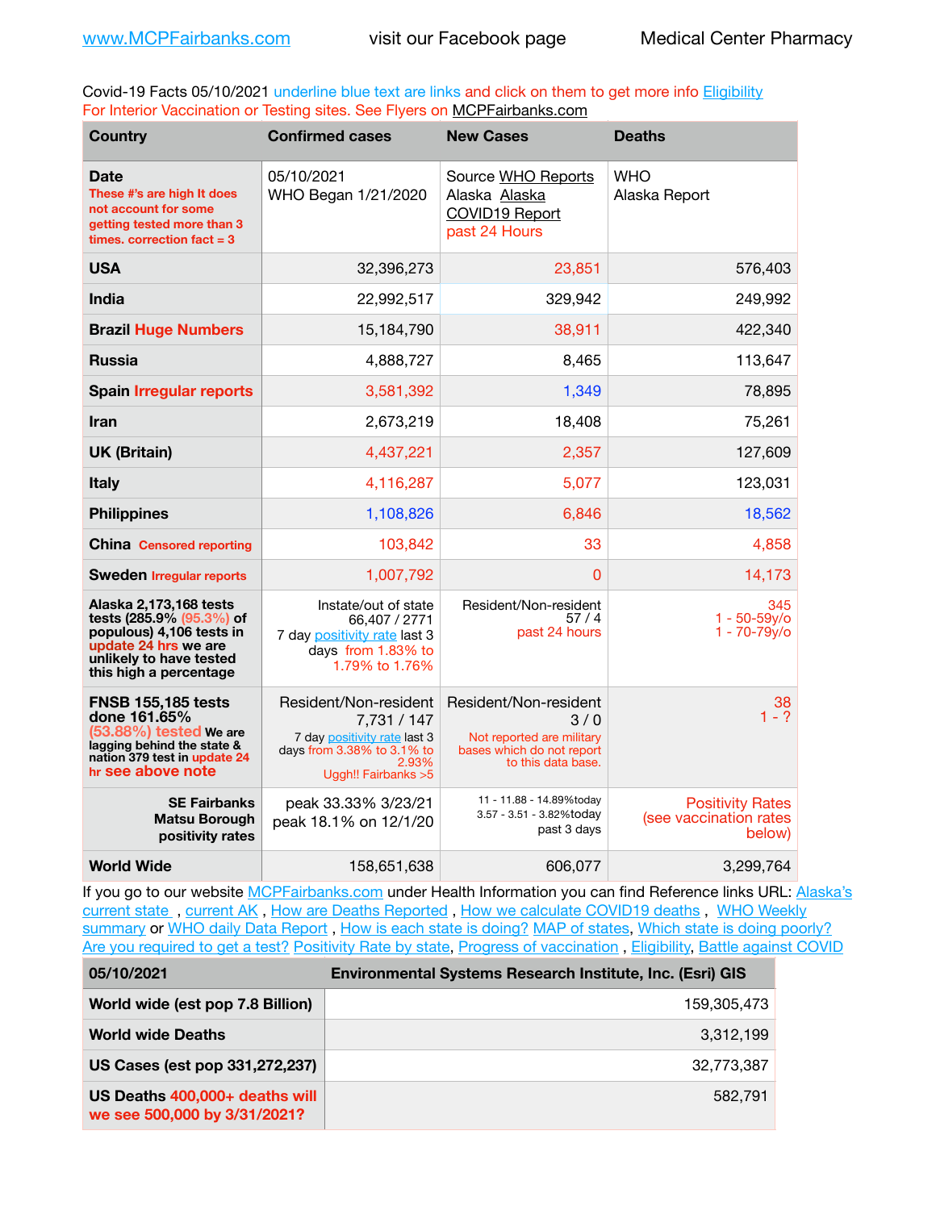www.MCPFairbanks.com visit our Facebook page Medical Center Pharmacy

Covid-19 Facts 05/10/2021 underline blue text are links and click on them to get more info Eligibility
For Interior Vaccination or Testing sites. See Flyers on MCPFairbanks.com

| Country | Confirmed cases | New Cases | Deaths |
|---|---|---|---|
| **Date** These #'s are high It does not account for some getting tested more than 3 times. correction fact = 3 | 05/10/2021 WHO Began 1/21/2020 | Source WHO Reports Alaska Alaska COVID19 Report past 24 Hours | WHO Alaska Report |
| **USA** | 32,396,273 | 23,851 | 576,403 |
| **India** | 22,992,517 | 329,942 | 249,992 |
| **Brazil Huge Numbers** | 15,184,790 | 38,911 | 422,340 |
| **Russia** | 4,888,727 | 8,465 | 113,647 |
| **Spain Irregular reports** | 3,581,392 | 1,349 | 78,895 |
| **Iran** | 2,673,219 | 18,408 | 75,261 |
| **UK (Britain)** | 4,437,221 | 2,357 | 127,609 |
| **Italy** | 4,116,287 | 5,077 | 123,031 |
| **Philippines** | 1,108,826 | 6,846 | 18,562 |
| **China Censored reporting** | 103,842 | 33 | 4,858 |
| **Sweden Irregular reports** | 1,007,792 | 0 | 14,173 |
| **Alaska 2,173,168 tests tests (285.9% (95.3%) of populous) 4,106 tests in update 24 hrs we are unlikely to have tested this high a percentage** | Instate/out of state 66,407 / 2771 7 day positivity rate last 3 days from 1.83% to 1.79% to 1.76% | Resident/Non-resident 57 / 4 past 24 hours | 345 1 - 50-59y/o 1 - 70-79y/o |
| **FNSB 155,185 tests done 161.65% (53.88%) tested We are lagging behind the state & nation 379 test in update 24 hr see above note** | Resident/Non-resident 7,731 / 147 7 day positivity rate last 3 days from 3.38% to 3.1% to 2.93% Uggh!! Fairbanks >5 | Resident/Non-resident 3 / 0 Not reported are military bases which do not report to this data base. | 38 1 - ? |
| **SE Fairbanks Matsu Borough positivity rates** | peak 33.33% 3/23/21 peak 18.1% on 12/1/20 | 11 - 11.88 - 14.89%today 3.57 - 3.51 - 3.82%today past 3 days | Positivity Rates (see vaccination rates below) |
| **World Wide** | 158,651,638 | 606,077 | 3,299,764 |

If you go to our website MCPFairbanks.com under Health Information you can find Reference links URL: Alaska's current state , current AK , How are Deaths Reported , How we calculate COVID19 deaths , WHO Weekly summary or WHO daily Data Report , How is each state is doing? MAP of states, Which state is doing poorly? Are you required to get a test? Positivity Rate by state, Progress of vaccination , Eligibility, Battle against COVID

| 05/10/2021 | Environmental Systems Research Institute, Inc. (Esri) GIS |
|---|---|
| **World wide (est pop 7.8 Billion)** | 159,305,473 |
| **World wide Deaths** | 3,312,199 |
| **US Cases (est pop 331,272,237)** | 32,773,387 |
| **US Deaths 400,000+ deaths will we see 500,000 by 3/31/2021?** | 582,791 |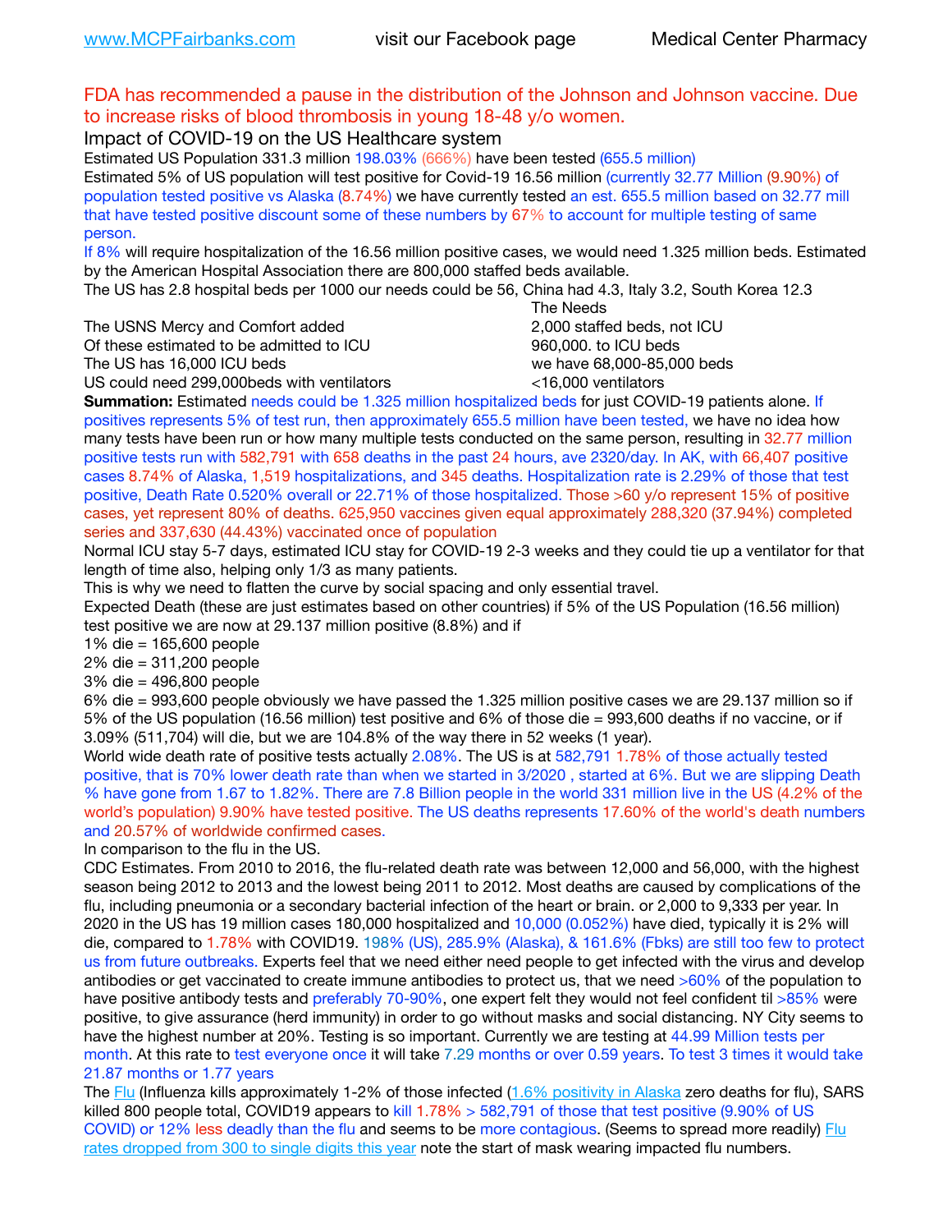www.MCPFairbanks.com visit our Facebook page Medical Center Pharmacy

FDA has recommended a pause in the distribution of the Johnson and Johnson vaccine. Due to increase risks of blood thrombosis in young 18-48 y/o women.

Impact of COVID-19 on the US Healthcare system

Estimated US Population 331.3 million 198.03% (666%) have been tested (655.5 million)

Estimated 5% of US population will test positive for Covid-19 16.56 million (currently 32.77 Million (9.90%) of population tested positive vs Alaska (8.74%) we have currently tested an est. 655.5 million based on 32.77 mill that have tested positive discount some of these numbers by 67% to account for multiple testing of same person.

If 8% will require hospitalization of the 16.56 million positive cases, we would need 1.325 million beds. Estimated by the American Hospital Association there are 800,000 staffed beds available.

The US has 2.8 hospital beds per 1000 our needs could be 56, China had 4.3, Italy 3.2, South Korea 12.3

| | The Needs |
|---|---|
| The USNS Mercy and Comfort added | 2,000 staffed beds, not ICU |
| Of these estimated to be admitted to ICU | 960,000. to ICU beds |
| The US has 16,000 ICU beds | we have 68,000-85,000 beds |
| US could need 299,000beds with ventilators | <16,000 ventilators |

**Summation:** Estimated needs could be 1.325 million hospitalized beds for just COVID-19 patients alone. If positives represents 5% of test run, then approximately 655.5 million have been tested, we have no idea how many tests have been run or how many multiple tests conducted on the same person, resulting in 32.77 million positive tests run with 582,791 with 658 deaths in the past 24 hours, ave 2320/day. In AK, with 66,407 positive cases 8.74% of Alaska, 1,519 hospitalizations, and 345 deaths. Hospitalization rate is 2.29% of those that test positive, Death Rate 0.520% overall or 22.71% of those hospitalized. Those >60 y/o represent 15% of positive cases, yet represent 80% of deaths. 625,950 vaccines given equal approximately 288,320 (37.94%) completed series and 337,630 (44.43%) vaccinated once of population

Normal ICU stay 5-7 days, estimated ICU stay for COVID-19 2-3 weeks and they could tie up a ventilator for that length of time also, helping only 1/3 as many patients.

This is why we need to flatten the curve by social spacing and only essential travel.

Expected Death (these are just estimates based on other countries) if 5% of the US Population (16.56 million) test positive we are now at 29.137 million positive (8.8%) and if

1% die = 165,600 people

2% die = 311,200 people

3% die = 496,800 people

6% die = 993,600 people obviously we have passed the 1.325 million positive cases we are 29.137 million so if 5% of the US population (16.56 million) test positive and 6% of those die = 993,600 deaths if no vaccine, or if 3.09% (511,704) will die, but we are 104.8% of the way there in 52 weeks (1 year).

World wide death rate of positive tests actually 2.08%. The US is at 582,791 1.78% of those actually tested positive, that is 70% lower death rate than when we started in 3/2020 , started at 6%. But we are slipping Death % have gone from 1.67 to 1.82%. There are 7.8 Billion people in the world 331 million live in the US (4.2% of the world's population) 9.90% have tested positive. The US deaths represents 17.60% of the world's death numbers and 20.57% of worldwide confirmed cases.

In comparison to the flu in the US.

CDC Estimates. From 2010 to 2016, the flu-related death rate was between 12,000 and 56,000, with the highest season being 2012 to 2013 and the lowest being 2011 to 2012. Most deaths are caused by complications of the flu, including pneumonia or a secondary bacterial infection of the heart or brain. or 2,000 to 9,333 per year. In 2020 in the US has 19 million cases 180,000 hospitalized and 10,000 (0.052%) have died, typically it is 2% will die, compared to 1.78% with COVID19. 198% (US), 285.9% (Alaska), & 161.6% (Fbks) are still too few to protect us from future outbreaks. Experts feel that we need either need people to get infected with the virus and develop antibodies or get vaccinated to create immune antibodies to protect us, that we need >60% of the population to have positive antibody tests and preferably 70-90%, one expert felt they would not feel confident til >85% were positive, to give assurance (herd immunity) in order to go without masks and social distancing. NY City seems to have the highest number at 20%. Testing is so important. Currently we are testing at 44.99 Million tests per month. At this rate to test everyone once it will take 7.29 months or over 0.59 years. To test 3 times it would take 21.87 months or 1.77 years

The Flu (Influenza kills approximately 1-2% of those infected (1.6% positivity in Alaska zero deaths for flu), SARS killed 800 people total, COVID19 appears to kill 1.78% > 582,791 of those that test positive (9.90% of US COVID) or 12% less deadly than the flu and seems to be more contagious. (Seems to spread more readily) Flu rates dropped from 300 to single digits this year note the start of mask wearing impacted flu numbers.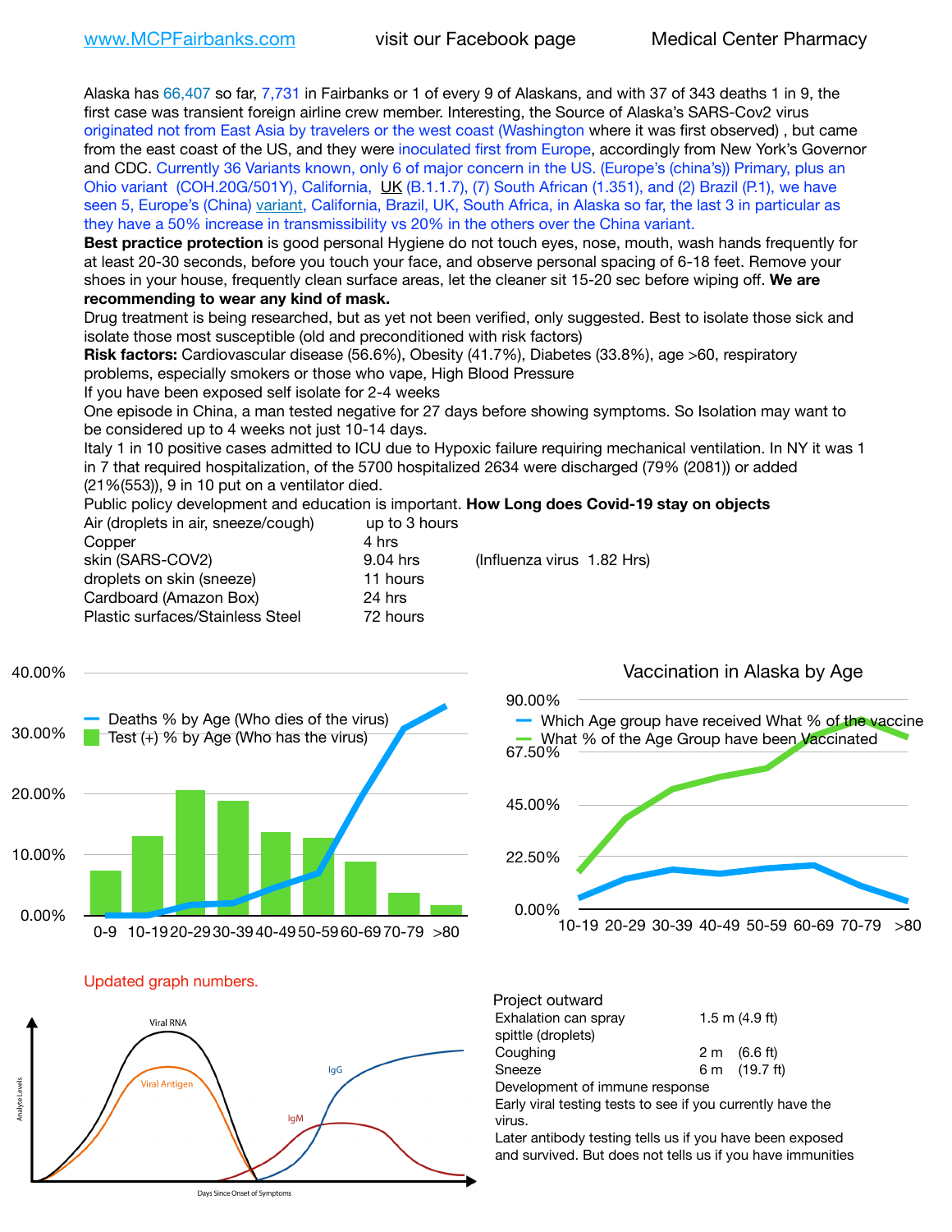www.MCPFairbanks.com visit our Facebook page Medical Center Pharmacy

Alaska has 66,407 so far, 7,731 in Fairbanks or 1 of every 9 of Alaskans, and with 37 of 343 deaths 1 in 9, the first case was transient foreign airline crew member. Interesting, the Source of Alaska's SARS-Cov2 virus originated not from East Asia by travelers or the west coast (Washington where it was first observed) , but came from the east coast of the US, and they were inoculated first from Europe, accordingly from New York's Governor and CDC. Currently 36 Variants known, only 6 of major concern in the US. (Europe's (china's)) Primary, plus an Ohio variant (COH.20G/501Y), California, UK (B.1.1.7), (7) South African (1.351), and (2) Brazil (P.1), we have seen 5, Europe's (China) variant, California, Brazil, UK, South Africa, in Alaska so far, the last 3 in particular as they have a 50% increase in transmissibility vs 20% in the others over the China variant.

**Best practice protection** is good personal Hygiene do not touch eyes, nose, mouth, wash hands frequently for at least 20-30 seconds, before you touch your face, and observe personal spacing of 6-18 feet. Remove your shoes in your house, frequently clean surface areas, let the cleaner sit 15-20 sec before wiping off. **We are recommending to wear any kind of mask.**

Drug treatment is being researched, but as yet not been verified, only suggested. Best to isolate those sick and isolate those most susceptible (old and preconditioned with risk factors)

**Risk factors:** Cardiovascular disease (56.6%), Obesity (41.7%), Diabetes (33.8%), age >60, respiratory problems, especially smokers or those who vape, High Blood Pressure

If you have been exposed self isolate for 2-4 weeks

One episode in China, a man tested negative for 27 days before showing symptoms. So Isolation may want to be considered up to 4 weeks not just 10-14 days.

Italy 1 in 10 positive cases admitted to ICU due to Hypoxic failure requiring mechanical ventilation. In NY it was 1 in 7 that required hospitalization, of the 5700 hospitalized 2634 were discharged (79% (2081)) or added (21%(553)), 9 in 10 put on a ventilator died.

Public policy development and education is important. **How Long does Covid-19 stay on objects**

| | | |
|---|---|---|
| Air (droplets in air, sneeze/cough) | up to 3 hours | |
| Copper | 4 hrs | |
| skin (SARS-COV2) | 9.04 hrs | (Influenza virus 1.82 Hrs) |
| droplets on skin (sneeze) | 11 hours | |
| Cardboard (Amazon Box) | 24 hrs | |
| Plastic surfaces/Stainless Steel | 72 hours | |

40.00%
30.00%
20.00%
10.00%
0.00%
Deaths % by Age (Who dies of the virus)
Test (+) % by Age (Who has the virus)
0-9 10-19 20-29 30-39 40-49 50-59 60-69 70-79 >80

Vaccination in Alaska by Age
90.00%
67.50%
45.00%
22.50%
0.00%
Which Age group have received What % of the vaccine
What % of the Age Group have been Vaccinated
10-19 20-29 30-39 40-49 50-59 60-69 70-79 >80

Updated graph numbers.

Viral RNA
Viral Antigen
IgG
IgM
Analyte Levels
Days Since Onset of Symptoms

Project outward

| | |
|---|---|
| Exhalation can spray spittle (droplets) | 1.5 m (4.9 ft) |
| Coughing | 2 m (6.6 ft) |
| Sneeze | 6 m (19.7 ft) |

Development of immune response

Early viral testing tests to see if you currently have the virus.

Later antibody testing tells us if you have been exposed and survived. But does not tells us if you have immunities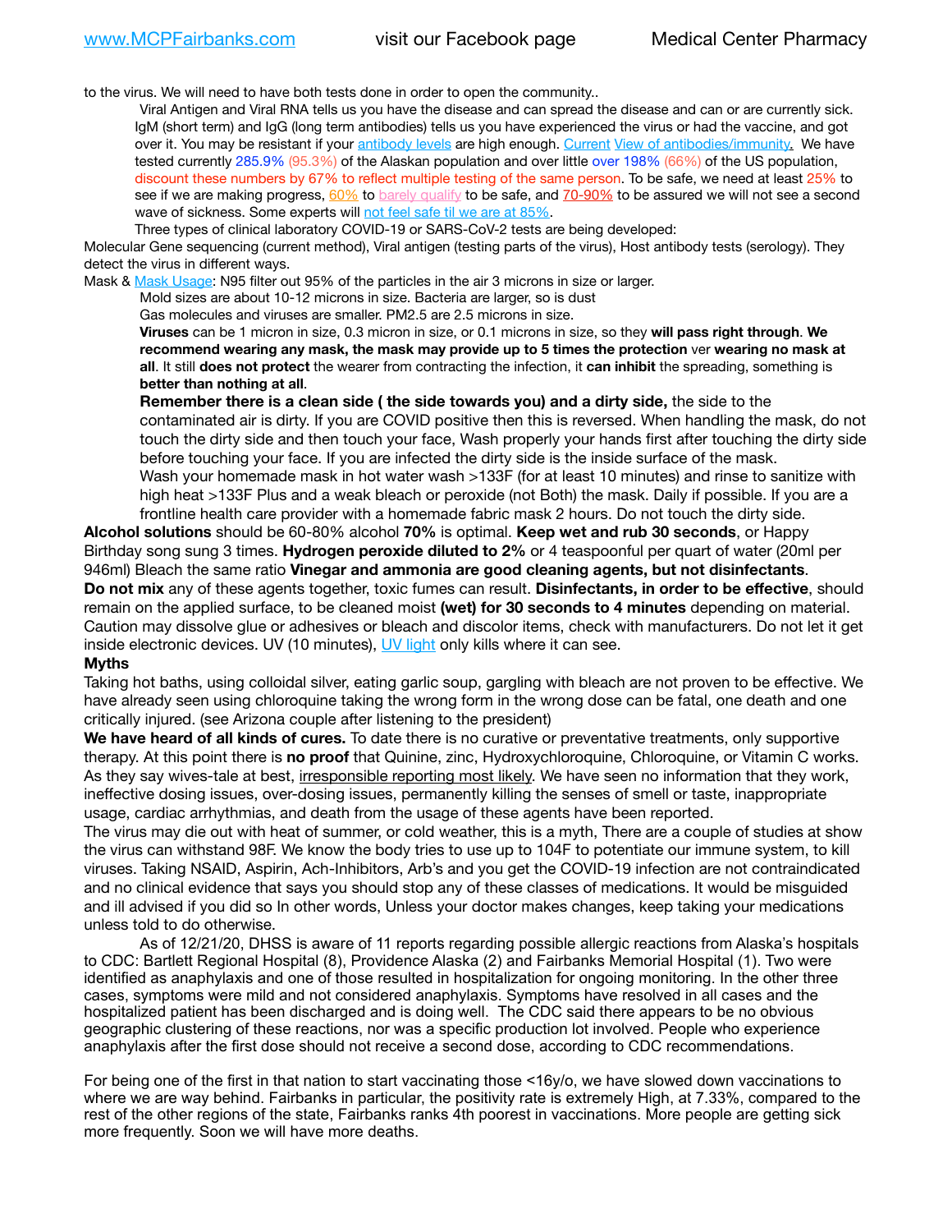to the virus. We will need to have both tests done in order to open the community..

Viral Antigen and Viral RNA tells us you have the disease and can spread the disease and can or are currently sick. IgM (short term) and IgG (long term antibodies) tells us you have experienced the virus or had the vaccine, and got over it. You may be resistant if your antibody levels are high enough. Current View of antibodies/immunity. We have tested currently 285.9% (95.3%) of the Alaskan population and over little over 198% (66%) of the US population, discount these numbers by 67% to reflect multiple testing of the same person. To be safe, we need at least 25% to see if we are making progress, 60% to barely qualify to be safe, and 70-90% to be assured we will not see a second wave of sickness. Some experts will not feel safe til we are at 85%.

Three types of clinical laboratory COVID-19 or SARS-CoV-2 tests are being developed:

Molecular Gene sequencing (current method), Viral antigen (testing parts of the virus), Host antibody tests (serology). They detect the virus in different ways.

Mask & Mask Usage: N95 filter out 95% of the particles in the air 3 microns in size or larger.

Mold sizes are about 10-12 microns in size. Bacteria are larger, so is dust

Gas molecules and viruses are smaller. PM2.5 are 2.5 microns in size.

**Viruses** can be 1 micron in size, 0.3 micron in size, or 0.1 microns in size, so they **will pass right through**. **We recommend wearing any mask, the mask may provide up to 5 times the protection** ver **wearing no mask at all**. It still **does not protect** the wearer from contracting the infection, it **can inhibit** the spreading, something is **better than nothing at all**.

**Remember there is a clean side ( the side towards you) and a dirty side,** the side to the contaminated air is dirty. If you are COVID positive then this is reversed. When handling the mask, do not touch the dirty side and then touch your face, Wash properly your hands first after touching the dirty side before touching your face. If you are infected the dirty side is the inside surface of the mask.

Wash your homemade mask in hot water wash >133F (for at least 10 minutes) and rinse to sanitize with high heat >133F Plus and a weak bleach or peroxide (not Both) the mask. Daily if possible. If you are a frontline health care provider with a homemade fabric mask 2 hours. Do not touch the dirty side.

**Alcohol solutions** should be 60-80% alcohol **70%** is optimal. **Keep wet and rub 30 seconds**, or Happy Birthday song sung 3 times. **Hydrogen peroxide diluted to 2%** or 4 teaspoonful per quart of water (20ml per 946ml) Bleach the same ratio **Vinegar and ammonia are good cleaning agents, but not disinfectants**.

**Do not mix** any of these agents together, toxic fumes can result. **Disinfectants, in order to be effective**, should remain on the applied surface, to be cleaned moist **(wet) for 30 seconds to 4 minutes** depending on material. Caution may dissolve glue or adhesives or bleach and discolor items, check with manufacturers. Do not let it get inside electronic devices. UV (10 minutes), UV light only kills where it can see.

**Myths**

Taking hot baths, using colloidal silver, eating garlic soup, gargling with bleach are not proven to be effective. We have already seen using chloroquine taking the wrong form in the wrong dose can be fatal, one death and one critically injured. (see Arizona couple after listening to the president)

**We have heard of all kinds of cures.** To date there is no curative or preventative treatments, only supportive therapy. At this point there is **no proof** that Quinine, zinc, Hydroxychloroquine, Chloroquine, or Vitamin C works. As they say wives-tale at best, irresponsible reporting most likely. We have seen no information that they work, ineffective dosing issues, over-dosing issues, permanently killing the senses of smell or taste, inappropriate usage, cardiac arrhythmias, and death from the usage of these agents have been reported.

The virus may die out with heat of summer, or cold weather, this is a myth, There are a couple of studies at show the virus can withstand 98F. We know the body tries to use up to 104F to potentiate our immune system, to kill viruses. Taking NSAID, Aspirin, Ach-Inhibitors, Arb's and you get the COVID-19 infection are not contraindicated and no clinical evidence that says you should stop any of these classes of medications. It would be misguided and ill advised if you did so In other words, Unless your doctor makes changes, keep taking your medications unless told to do otherwise.

As of 12/21/20, DHSS is aware of 11 reports regarding possible allergic reactions from Alaska's hospitals to CDC: Bartlett Regional Hospital (8), Providence Alaska (2) and Fairbanks Memorial Hospital (1). Two were identified as anaphylaxis and one of those resulted in hospitalization for ongoing monitoring. In the other three cases, symptoms were mild and not considered anaphylaxis. Symptoms have resolved in all cases and the hospitalized patient has been discharged and is doing well. The CDC said there appears to be no obvious geographic clustering of these reactions, nor was a specific production lot involved. People who experience anaphylaxis after the first dose should not receive a second dose, according to CDC recommendations.

For being one of the first in that nation to start vaccinating those <16y/o, we have slowed down vaccinations to where we are way behind. Fairbanks in particular, the positivity rate is extremely High, at 7.33%, compared to the rest of the other regions of the state, Fairbanks ranks 4th poorest in vaccinations. More people are getting sick more frequently. Soon we will have more deaths.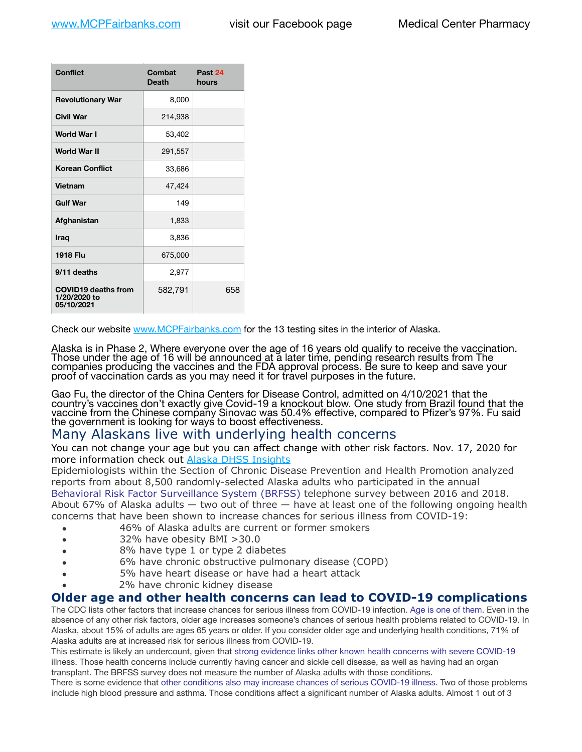| Conflict | Combat Death | Past 24 hours |
|---|---|---|
| Revolutionary War | 8,000 | |
| Civil War | 214,938 | |
| World War I | 53,402 | |
| World War II | 291,557 | |
| Korean Conflict | 33,686 | |
| Vietnam | 47,424 | |
| Gulf War | 149 | |
| Afghanistan | 1,833 | |
| Iraq | 3,836 | |
| 1918 Flu | 675,000 | |
| 9/11 deaths | 2,977 | |
| COVID19 deaths from 1/20/2020 to 05/10/2021 | 582,791 | 658 |

Check our website www.MCPFairbanks.com for the 13 testing sites in the interior of Alaska.

Alaska is in Phase 2, Where everyone over the age of 16 years old qualify to receive the vaccination. Those under the age of 16 will be announced at a later time, pending research results from The companies producing the vaccines and the FDA approval process. Be sure to keep and save your proof of vaccination cards as you may need it for travel purposes in the future.

Gao Fu, the director of the China Centers for Disease Control, admitted on 4/10/2021 that the country's vaccines don't exactly give Covid-19 a knockout blow. One study from Brazil found that the vaccine from the Chinese company Sinovac was 50.4% effective, compared to Pfizer's 97%. Fu said the government is looking for ways to boost effectiveness.

## Many Alaskans live with underlying health concerns

You can not change your age but you can affect change with other risk factors. Nov. 17, 2020 for more information check out Alaska DHSS Insights

Epidemiologists within the Section of Chronic Disease Prevention and Health Promotion analyzed reports from about 8,500 randomly-selected Alaska adults who participated in the annual Behavioral Risk Factor Surveillance System (BRFSS) telephone survey between 2016 and 2018. About 67% of Alaska adults — two out of three — have at least one of the following ongoing health concerns that have been shown to increase chances for serious illness from COVID-19:

- 46% of Alaska adults are current or former smokers
- 32% have obesity BMI >30.0
- 8% have type 1 or type 2 diabetes
- 6% have chronic obstructive pulmonary disease (COPD)
- 5% have heart disease or have had a heart attack
- 2% have chronic kidney disease

## Older age and other health concerns can lead to COVID-19 complications

The CDC lists other factors that increase chances for serious illness from COVID-19 infection. Age is one of them. Even in the absence of any other risk factors, older age increases someone's chances of serious health problems related to COVID-19. In Alaska, about 15% of adults are ages 65 years or older. If you consider older age and underlying health conditions, 71% of Alaska adults are at increased risk for serious illness from COVID-19.

This estimate is likely an undercount, given that strong evidence links other known health concerns with severe COVID-19 illness. Those health concerns include currently having cancer and sickle cell disease, as well as having had an organ transplant. The BRFSS survey does not measure the number of Alaska adults with those conditions.

There is some evidence that other conditions also may increase chances of serious COVID-19 illness. Two of those problems include high blood pressure and asthma. Those conditions affect a significant number of Alaska adults. Almost 1 out of 3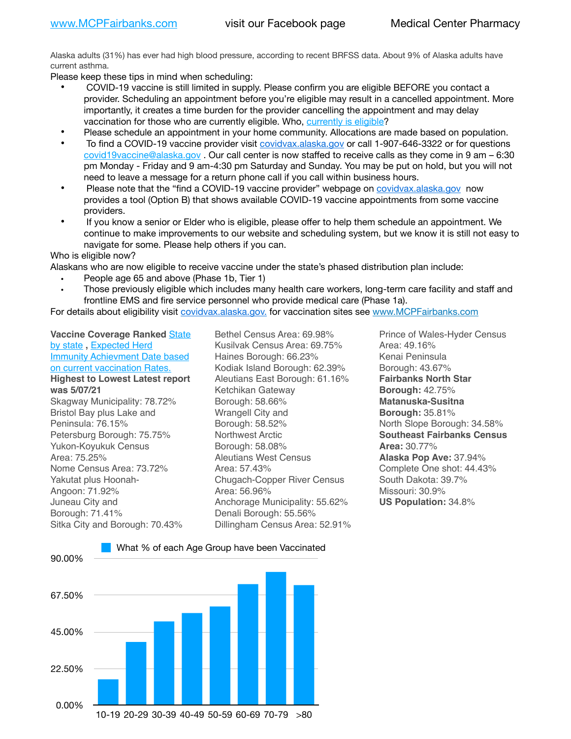Alaska adults (31%) has ever had high blood pressure, according to recent BRFSS data. About 9% of Alaska adults have current asthma.

Please keep these tips in mind when scheduling:

- COVID-19 vaccine is still limited in supply. Please confirm you are eligible BEFORE you contact a provider. Scheduling an appointment before you're eligible may result in a cancelled appointment. More importantly, it creates a time burden for the provider cancelling the appointment and may delay vaccination for those who are currently eligible. Who, currently is eligible?
- Please schedule an appointment in your home community. Allocations are made based on population.
- To find a COVID-19 vaccine provider visit covidvax.alaska.gov or call 1-907-646-3322 or for questions covid19vaccine@alaska.gov . Our call center is now staffed to receive calls as they come in 9 am – 6:30 pm Monday - Friday and 9 am-4:30 pm Saturday and Sunday. You may be put on hold, but you will not need to leave a message for a return phone call if you call within business hours.
- Please note that the "find a COVID-19 vaccine provider" webpage on covidvax.alaska.gov now provides a tool (Option B) that shows available COVID-19 vaccine appointments from some vaccine providers.
- If you know a senior or Elder who is eligible, please offer to help them schedule an appointment. We continue to make improvements to our website and scheduling system, but we know it is still not easy to navigate for some. Please help others if you can.

Who is eligible now?

Alaskans who are now eligible to receive vaccine under the state's phased distribution plan include:

- People age 65 and above (Phase 1b, Tier 1)
- Those previously eligible which includes many health care workers, long-term care facility and staff and frontline EMS and fire service personnel who provide medical care (Phase 1a).

For details about eligibility visit covidvax.alaska.gov. for vaccination sites see www.MCPFairbanks.com

**Vaccine Coverage Ranked** State by state , Expected Herd Immunity Achievment Date based on current vaccination Rates.
**Highest to Lowest Latest report was 5/07/21**

Skagway Municipality: 78.72%
Bristol Bay plus Lake and Peninsula: 76.15%
Petersburg Borough: 75.75%
Yukon-Koyukuk Census Area: 75.25%
Nome Census Area: 73.72%
Yakutat plus Hoonah-Angoon: 71.92%
Juneau City and Borough: 71.41%
Sitka City and Borough: 70.43%
Bethel Census Area: 69.98%
Kusilvak Census Area: 69.75%
Haines Borough: 66.23%
Kodiak Island Borough: 62.39%
Aleutians East Borough: 61.16%
Ketchikan Gateway Borough: 58.66%
Wrangell City and Borough: 58.52%
Northwest Arctic Borough: 58.08%
Aleutians West Census Area: 57.43%
Chugach-Copper River Census Area: 56.96%
Anchorage Municipality: 55.62%
Denali Borough: 55.56%
Dillingham Census Area: 52.91%
Prince of Wales-Hyder Census Area: 49.16%
Kenai Peninsula Borough: 43.67%
**Fairbanks North Star Borough:** 42.75%
**Matanuska-Susitna Borough:** 35.81%
North Slope Borough: 34.58%
**Southeast Fairbanks Census Area:** 30.77%
**Alaska Pop Ave:** 37.94%
Complete One shot: 44.43%
South Dakota: 39.7%
Missouri: 30.9%
**US Population:** 34.8%

What % of each Age Group have been Vaccinated

90.00%
67.50%
45.00%
22.50%
0.00%

10-19 20-29 30-39 40-49 50-59 60-69 70-79 >80